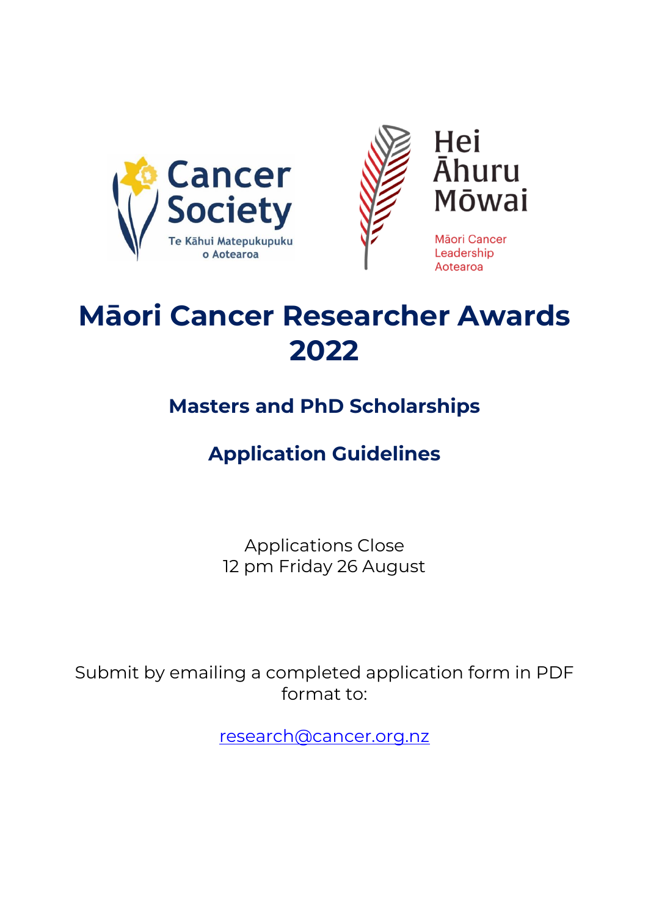Cancer Society

Te Kāhui Matepukupuku o Aotearoa

Hei Āhuru Mōwai

Māori Cancer Leadership Aotearoa

# Māori Cancer Researcher Awards 2022

## Masters and PhD Scholarships

## Application Guidelines

Applications Close
12 pm Friday 26 August

Submit by emailing a completed application form in PDF format to:

research@cancer.org.nz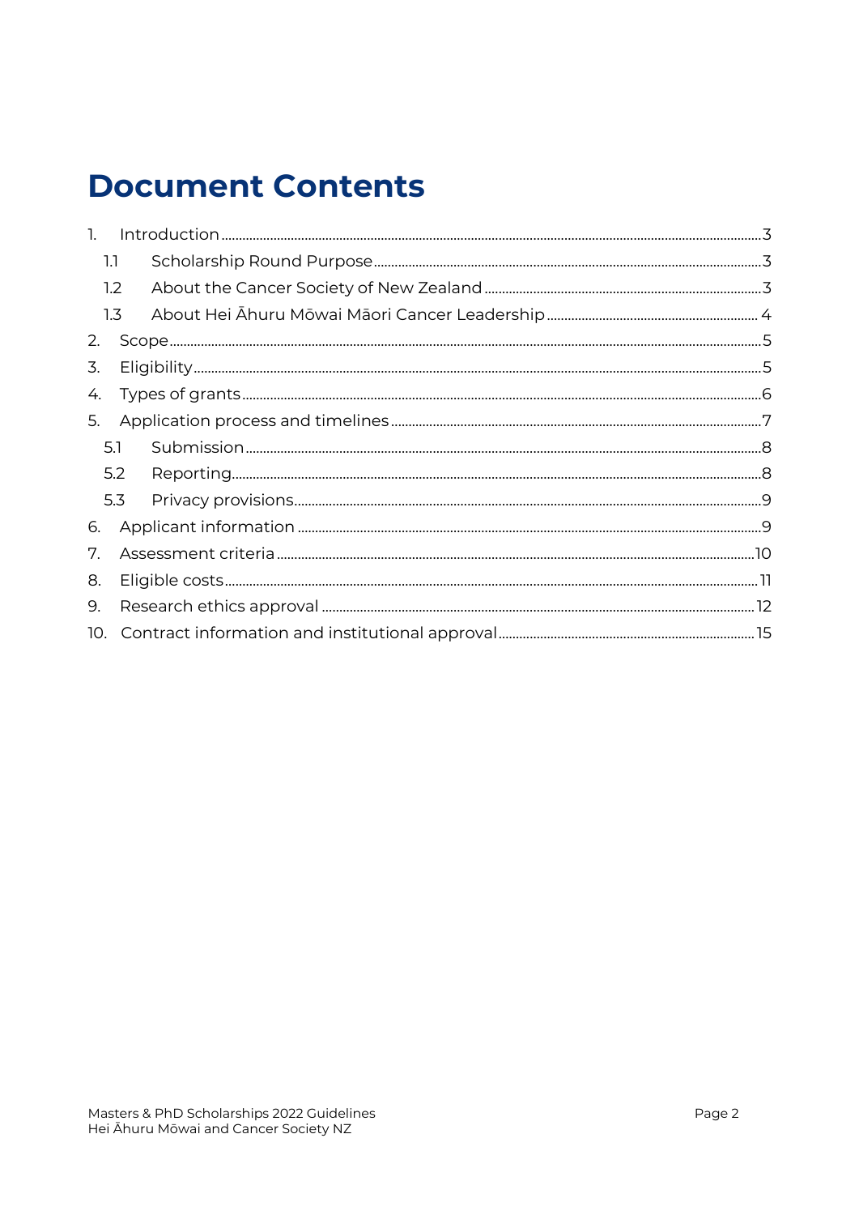# Document Contents

1. Introduction ........ 3
   - 1.1 Scholarship Round Purpose ........ 3
   - 1.2 About the Cancer Society of New Zealand ........ 3
   - 1.3 About Hei Āhuru Mōwai Māori Cancer Leadership ........ 4
2. Scope ........ 5
3. Eligibility ........ 5
4. Types of grants ........ 6
5. Application process and timelines ........ 7
   - 5.1 Submission ........ 8
   - 5.2 Reporting ........ 8
   - 5.3 Privacy provisions ........ 9
6. Applicant information ........ 9
7. Assessment criteria ........ 10
8. Eligible costs ........ 11
9. Research ethics approval ........ 12
10. Contract information and institutional approval ........ 15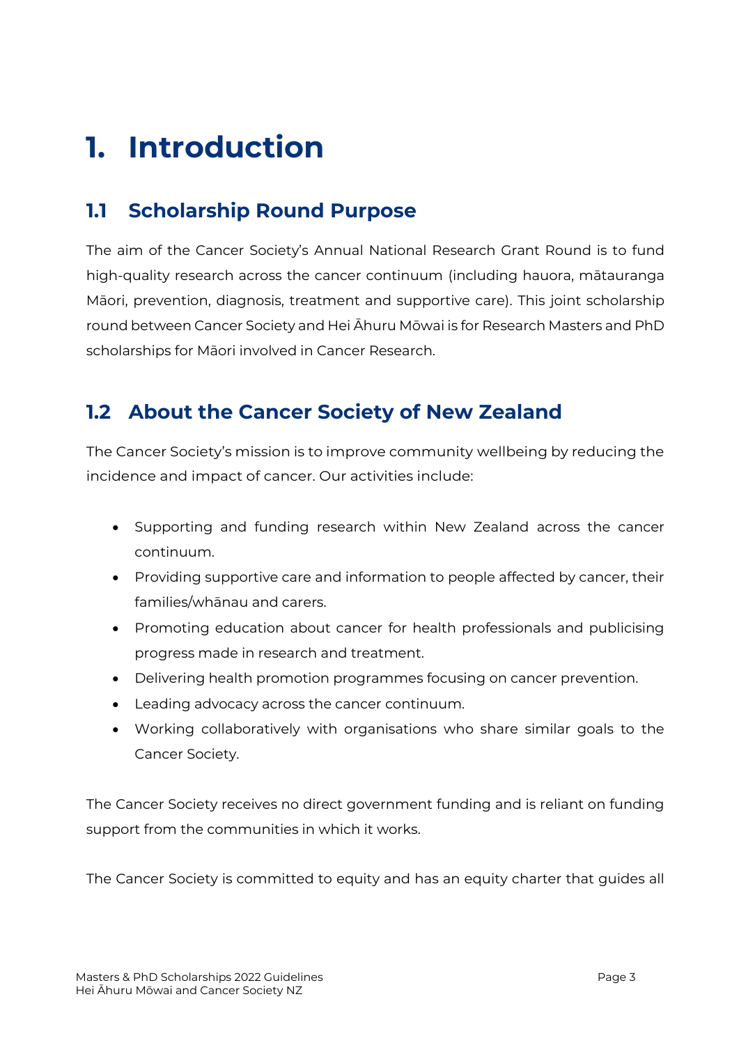# 1. Introduction

## 1.1 Scholarship Round Purpose

The aim of the Cancer Society's Annual National Research Grant Round is to fund high-quality research across the cancer continuum (including hauora, mātauranga Māori, prevention, diagnosis, treatment and supportive care). This joint scholarship round between Cancer Society and Hei Āhuru Mōwai is for Research Masters and PhD scholarships for Māori involved in Cancer Research.

## 1.2 About the Cancer Society of New Zealand

The Cancer Society's mission is to improve community wellbeing by reducing the incidence and impact of cancer. Our activities include:

- Supporting and funding research within New Zealand across the cancer continuum.
- Providing supportive care and information to people affected by cancer, their families/whānau and carers.
- Promoting education about cancer for health professionals and publicising progress made in research and treatment.
- Delivering health promotion programmes focusing on cancer prevention.
- Leading advocacy across the cancer continuum.
- Working collaboratively with organisations who share similar goals to the Cancer Society.

The Cancer Society receives no direct government funding and is reliant on funding support from the communities in which it works.

The Cancer Society is committed to equity and has an equity charter that guides all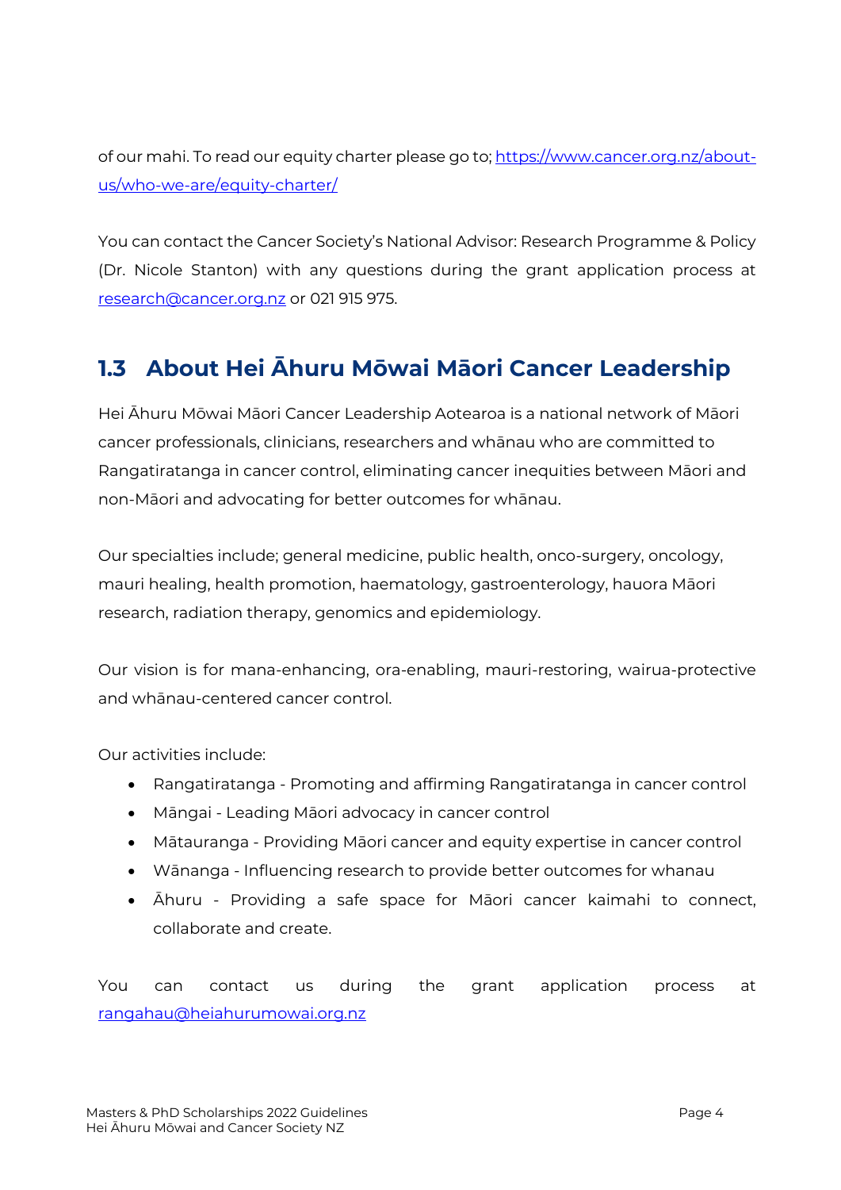of our mahi. To read our equity charter please go to; https://www.cancer.org.nz/about-us/who-we-are/equity-charter/

You can contact the Cancer Society's National Advisor: Research Programme & Policy (Dr. Nicole Stanton) with any questions during the grant application process at research@cancer.org.nz or 021 915 975.

## 1.3 About Hei Āhuru Mōwai Māori Cancer Leadership

Hei Āhuru Mōwai Māori Cancer Leadership Aotearoa is a national network of Māori cancer professionals, clinicians, researchers and whānau who are committed to Rangatiratanga in cancer control, eliminating cancer inequities between Māori and non-Māori and advocating for better outcomes for whānau.

Our specialties include; general medicine, public health, onco-surgery, oncology, mauri healing, health promotion, haematology, gastroenterology, hauora Māori research, radiation therapy, genomics and epidemiology.

Our vision is for mana-enhancing, ora-enabling, mauri-restoring, wairua-protective and whānau-centered cancer control.

Our activities include:

- Rangatiratanga - Promoting and affirming Rangatiratanga in cancer control
- Māngai - Leading Māori advocacy in cancer control
- Mātauranga - Providing Māori cancer and equity expertise in cancer control
- Wānanga - Influencing research to provide better outcomes for whanau
- Āhuru - Providing a safe space for Māori cancer kaimahi to connect, collaborate and create.

You can contact us during the grant application process at rangahau@heiahurumowai.org.nz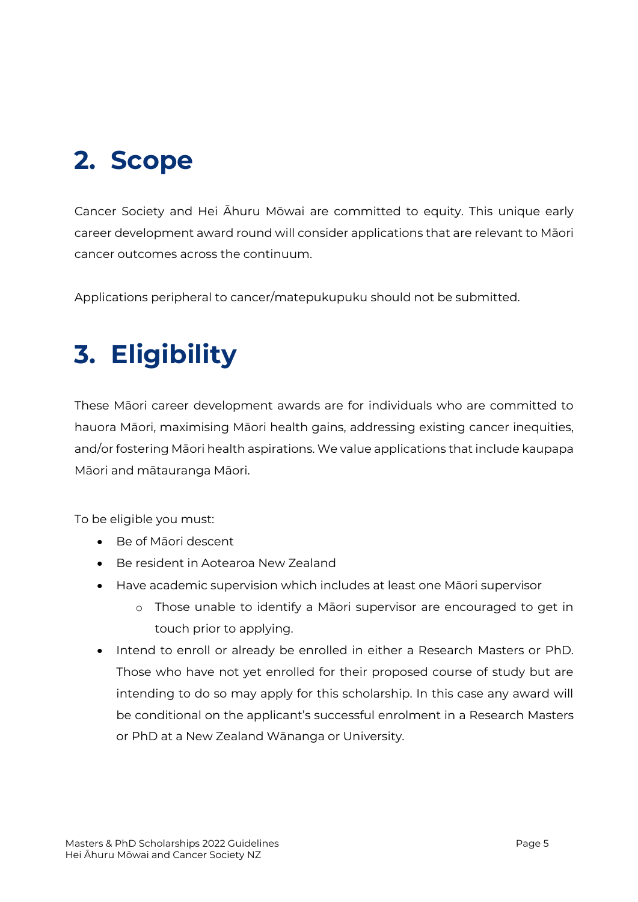## 2. Scope

Cancer Society and Hei Āhuru Mōwai are committed to equity. This unique early career development award round will consider applications that are relevant to Māori cancer outcomes across the continuum.

Applications peripheral to cancer/matepukupuku should not be submitted.

## 3. Eligibility

These Māori career development awards are for individuals who are committed to hauora Māori, maximising Māori health gains, addressing existing cancer inequities, and/or fostering Māori health aspirations. We value applications that include kaupapa Māori and mātauranga Māori.

To be eligible you must:

- Be of Māori descent
- Be resident in Aotearoa New Zealand
- Have academic supervision which includes at least one Māori supervisor
  - Those unable to identify a Māori supervisor are encouraged to get in touch prior to applying.
- Intend to enroll or already be enrolled in either a Research Masters or PhD. Those who have not yet enrolled for their proposed course of study but are intending to do so may apply for this scholarship. In this case any award will be conditional on the applicant's successful enrolment in a Research Masters or PhD at a New Zealand Wānanga or University.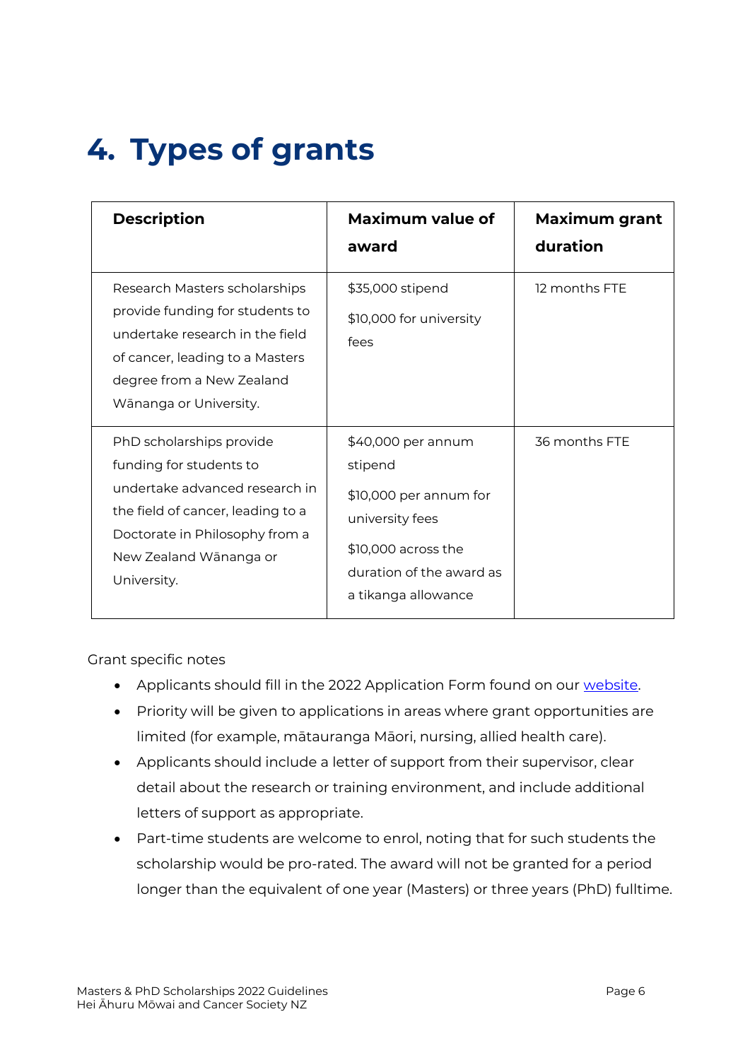# 4. Types of grants

| Description | Maximum value of award | Maximum grant duration |
| --- | --- | --- |
| Research Masters scholarships provide funding for students to undertake research in the field of cancer, leading to a Masters degree from a New Zealand Wānanga or University. | $35,000 stipend<br>$10,000 for university fees | 12 months FTE |
| PhD scholarships provide funding for students to undertake advanced research in the field of cancer, leading to a Doctorate in Philosophy from a New Zealand Wānanga or University. | $40,000 per annum stipend<br>$10,000 per annum for university fees<br>$10,000 across the duration of the award as a tikanga allowance | 36 months FTE |

Grant specific notes

- Applicants should fill in the 2022 Application Form found on our website.
- Priority will be given to applications in areas where grant opportunities are limited (for example, mātauranga Māori, nursing, allied health care).
- Applicants should include a letter of support from their supervisor, clear detail about the research or training environment, and include additional letters of support as appropriate.
- Part-time students are welcome to enrol, noting that for such students the scholarship would be pro-rated. The award will not be granted for a period longer than the equivalent of one year (Masters) or three years (PhD) fulltime.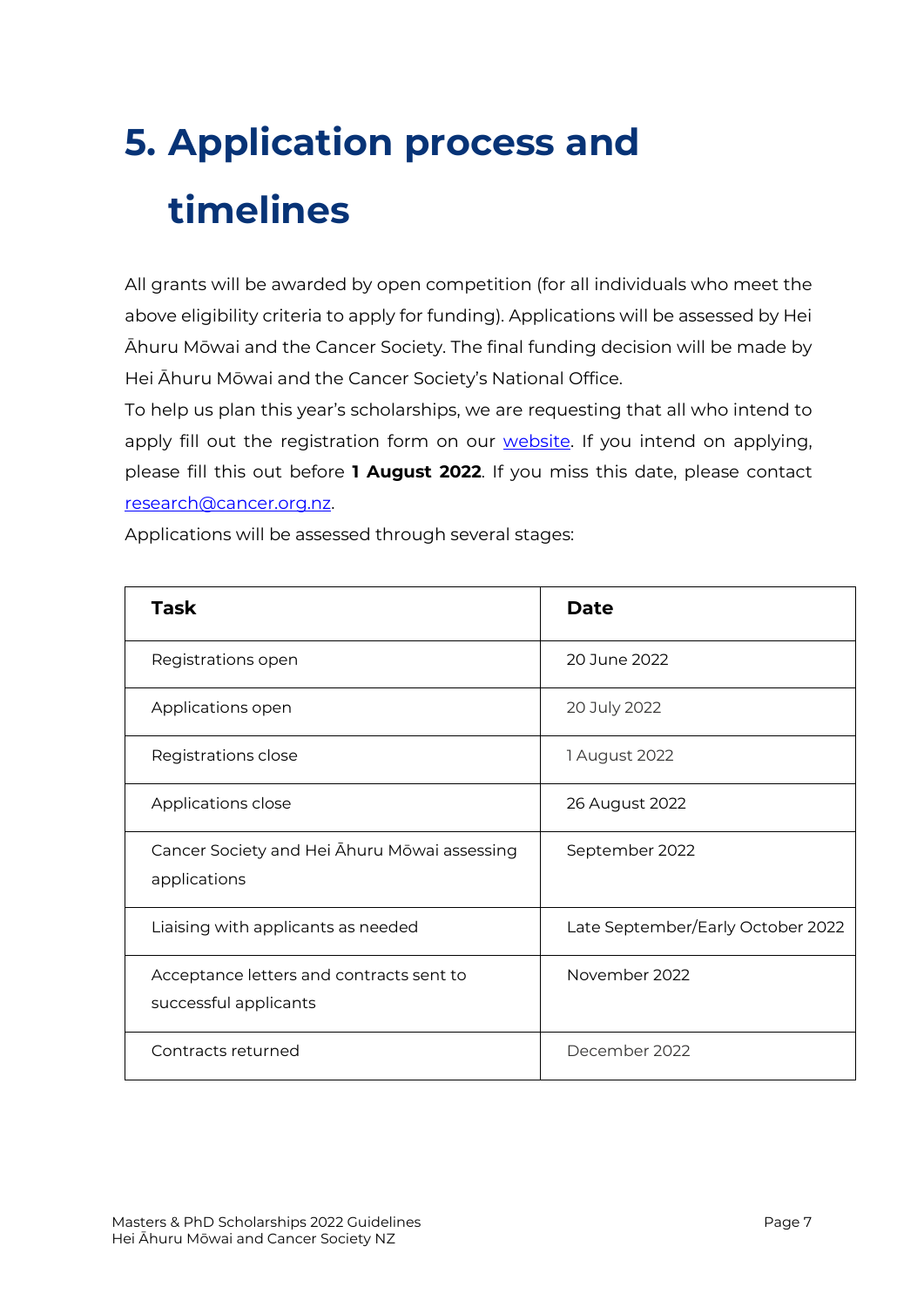# 5. Application process and timelines

All grants will be awarded by open competition (for all individuals who meet the above eligibility criteria to apply for funding). Applications will be assessed by Hei Āhuru Mōwai and the Cancer Society. The final funding decision will be made by Hei Āhuru Mōwai and the Cancer Society's National Office.

To help us plan this year's scholarships, we are requesting that all who intend to apply fill out the registration form on our [website](). If you intend on applying, please fill this out before **1 August 2022**. If you miss this date, please contact [research@cancer.org.nz](mailto:research@cancer.org.nz).

Applications will be assessed through several stages:

| Task | Date |
|---|---|
| Registrations open | 20 June 2022 |
| Applications open | 20 July 2022 |
| Registrations close | 1 August 2022 |
| Applications close | 26 August 2022 |
| Cancer Society and Hei Āhuru Mōwai assessing applications | September 2022 |
| Liaising with applicants as needed | Late September/Early October 2022 |
| Acceptance letters and contracts sent to successful applicants | November 2022 |
| Contracts returned | December 2022 |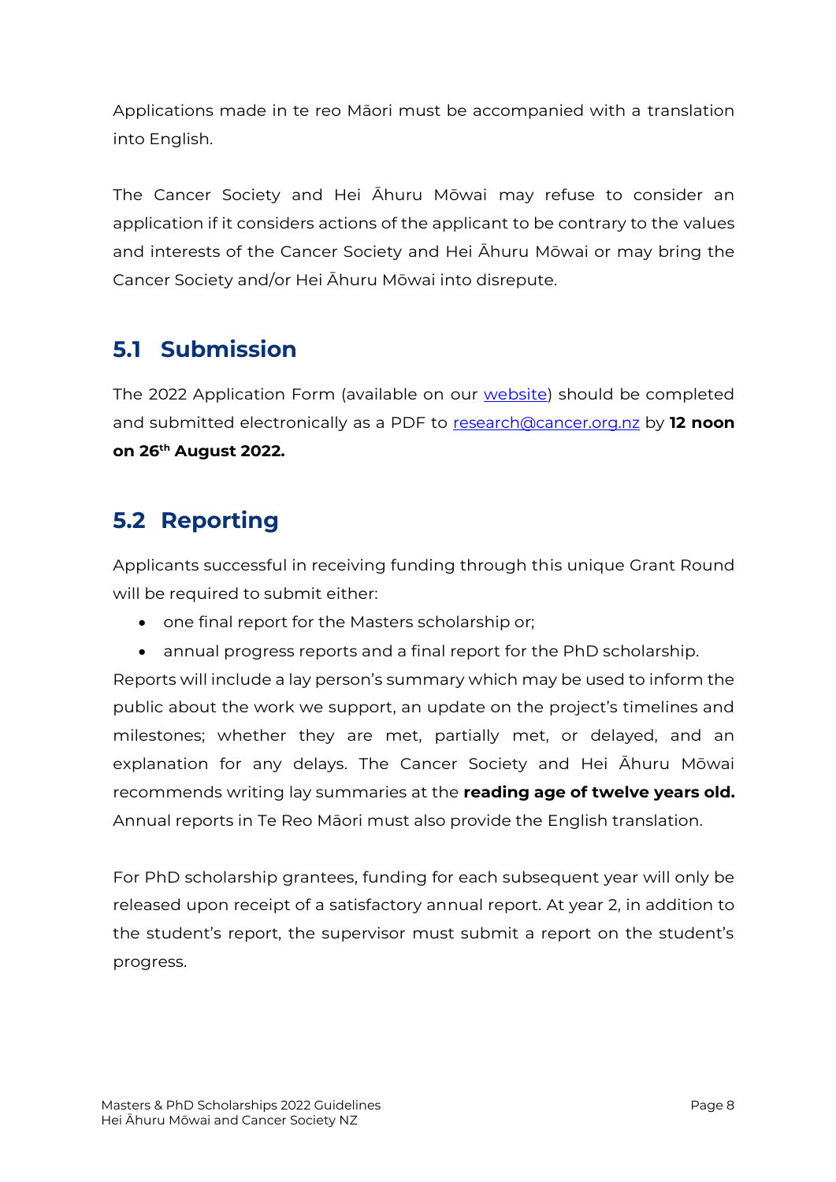Applications made in te reo Māori must be accompanied with a translation into English.

The Cancer Society and Hei Āhuru Mōwai may refuse to consider an application if it considers actions of the applicant to be contrary to the values and interests of the Cancer Society and Hei Āhuru Mōwai or may bring the Cancer Society and/or Hei Āhuru Mōwai into disrepute.

## 5.1 Submission

The 2022 Application Form (available on our [website](website)) should be completed and submitted electronically as a PDF to [research@cancer.org.nz](mailto:research@cancer.org.nz) by **12 noon on 26th August 2022.**

## 5.2 Reporting

Applicants successful in receiving funding through this unique Grant Round will be required to submit either:

- one final report for the Masters scholarship or;
- annual progress reports and a final report for the PhD scholarship.

Reports will include a lay person's summary which may be used to inform the public about the work we support, an update on the project's timelines and milestones; whether they are met, partially met, or delayed, and an explanation for any delays. The Cancer Society and Hei Āhuru Mōwai recommends writing lay summaries at the **reading age of twelve years old.** Annual reports in Te Reo Māori must also provide the English translation.

For PhD scholarship grantees, funding for each subsequent year will only be released upon receipt of a satisfactory annual report. At year 2, in addition to the student's report, the supervisor must submit a report on the student's progress.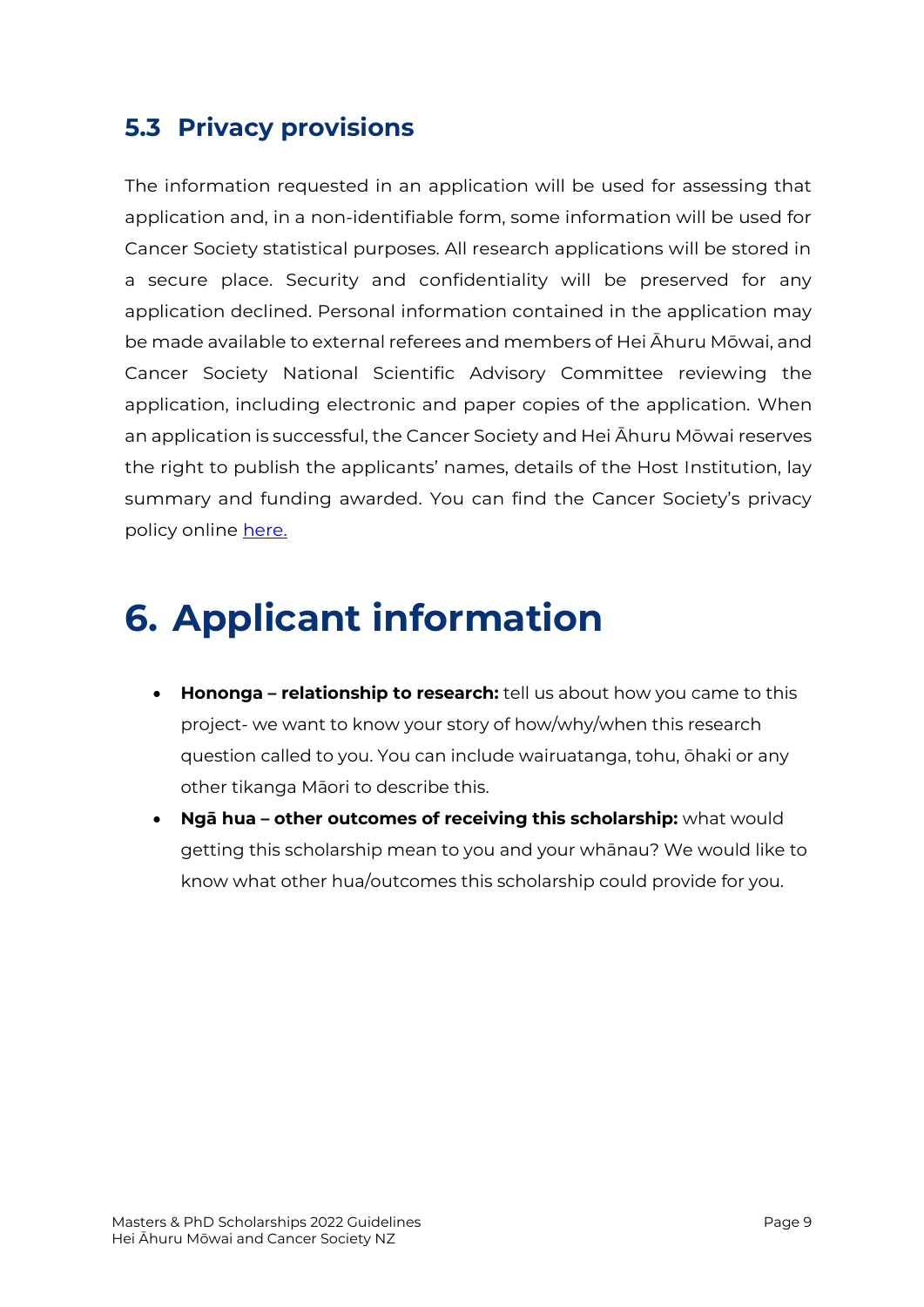### 5.3 Privacy provisions

The information requested in an application will be used for assessing that application and, in a non-identifiable form, some information will be used for Cancer Society statistical purposes. All research applications will be stored in a secure place. Security and confidentiality will be preserved for any application declined. Personal information contained in the application may be made available to external referees and members of Hei Āhuru Mōwai, and Cancer Society National Scientific Advisory Committee reviewing the application, including electronic and paper copies of the application. When an application is successful, the Cancer Society and Hei Āhuru Mōwai reserves the right to publish the applicants' names, details of the Host Institution, lay summary and funding awarded. You can find the Cancer Society's privacy policy online here.

# 6. Applicant information

- **Hononga – relationship to research:** tell us about how you came to this project- we want to know your story of how/why/when this research question called to you. You can include wairuatanga, tohu, ōhaki or any other tikanga Māori to describe this.
- **Ngā hua – other outcomes of receiving this scholarship:** what would getting this scholarship mean to you and your whānau? We would like to know what other hua/outcomes this scholarship could provide for you.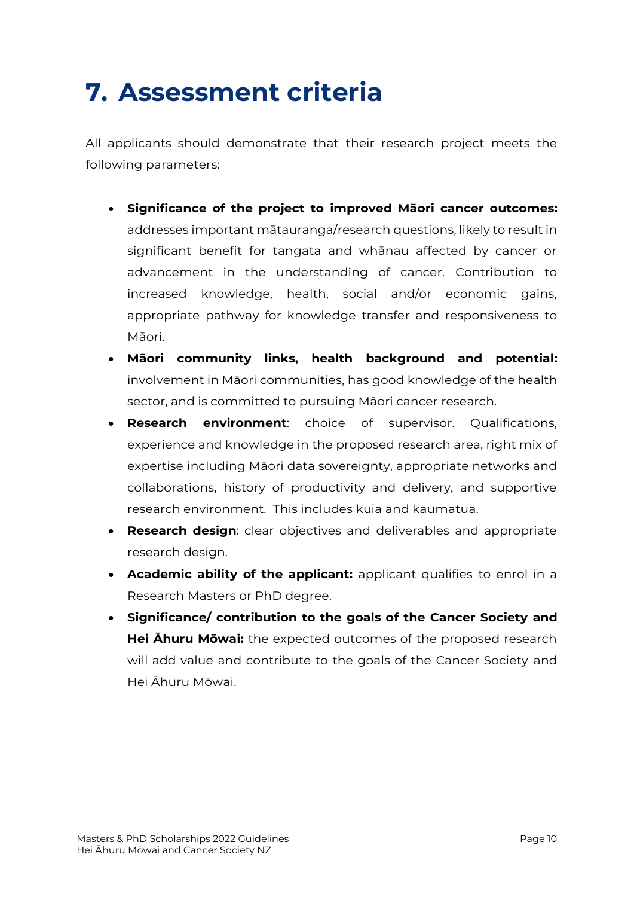# 7. Assessment criteria

All applicants should demonstrate that their research project meets the following parameters:

- **Significance of the project to improved Māori cancer outcomes:** addresses important mātauranga/research questions, likely to result in significant benefit for tangata and whānau affected by cancer or advancement in the understanding of cancer. Contribution to increased knowledge, health, social and/or economic gains, appropriate pathway for knowledge transfer and responsiveness to Māori.
- **Māori community links, health background and potential:** involvement in Māori communities, has good knowledge of the health sector, and is committed to pursuing Māori cancer research.
- **Research environment**: choice of supervisor. Qualifications, experience and knowledge in the proposed research area, right mix of expertise including Māori data sovereignty, appropriate networks and collaborations, history of productivity and delivery, and supportive research environment. This includes kuia and kaumatua.
- **Research design**: clear objectives and deliverables and appropriate research design.
- **Academic ability of the applicant:** applicant qualifies to enrol in a Research Masters or PhD degree.
- **Significance/ contribution to the goals of the Cancer Society and Hei Āhuru Mōwai:** the expected outcomes of the proposed research will add value and contribute to the goals of the Cancer Society and Hei Āhuru Mōwai.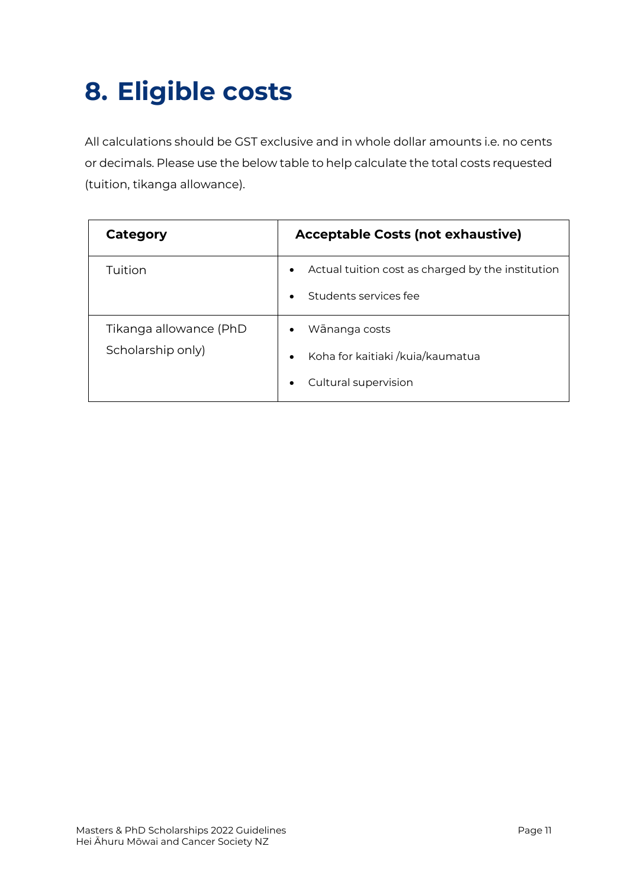# 8. Eligible costs

All calculations should be GST exclusive and in whole dollar amounts i.e. no cents or decimals. Please use the below table to help calculate the total costs requested (tuition, tikanga allowance).

| Category | Acceptable Costs (not exhaustive) |
|---|---|
| Tuition | • Actual tuition cost as charged by the institution<br>• Students services fee |
| Tikanga allowance (PhD Scholarship only) | • Wānanga costs<br>• Koha for kaitiaki /kuia/kaumatua<br>• Cultural supervision |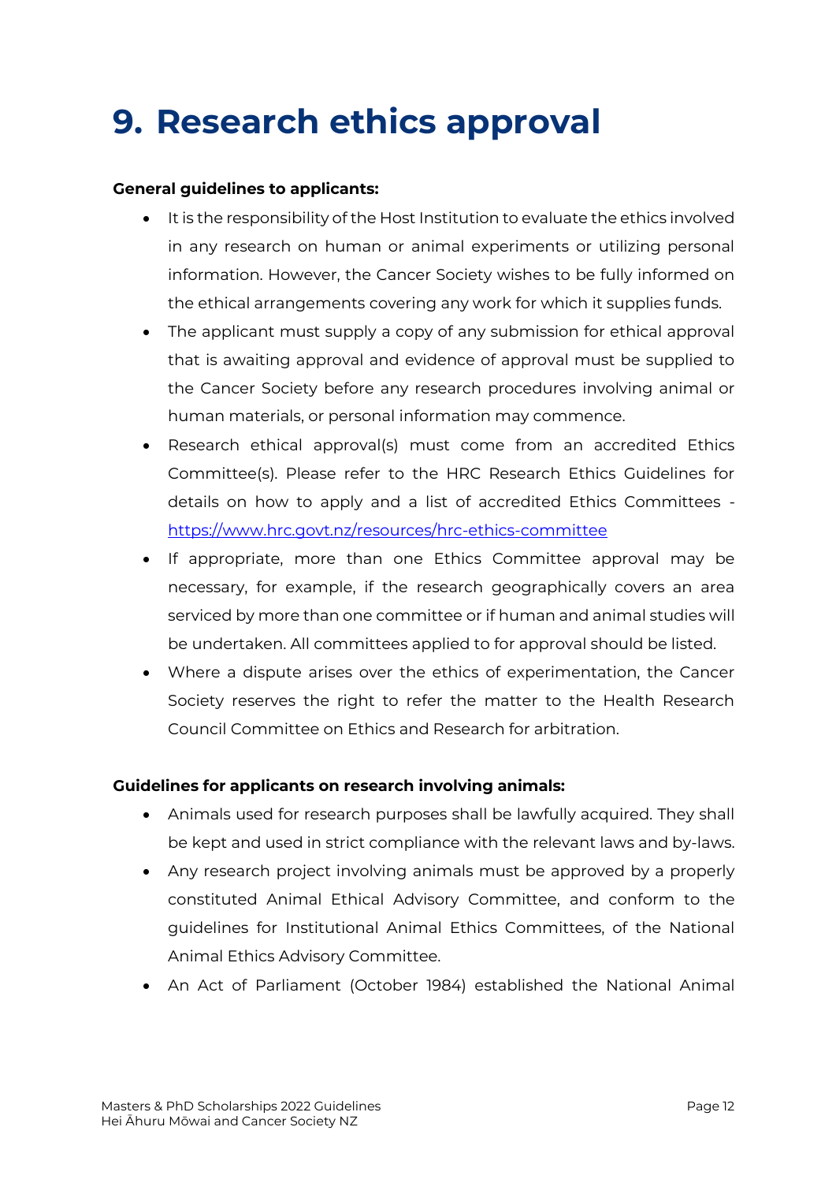# 9. Research ethics approval

**General guidelines to applicants:**

- It is the responsibility of the Host Institution to evaluate the ethics involved in any research on human or animal experiments or utilizing personal information. However, the Cancer Society wishes to be fully informed on the ethical arrangements covering any work for which it supplies funds.
- The applicant must supply a copy of any submission for ethical approval that is awaiting approval and evidence of approval must be supplied to the Cancer Society before any research procedures involving animal or human materials, or personal information may commence.
- Research ethical approval(s) must come from an accredited Ethics Committee(s). Please refer to the HRC Research Ethics Guidelines for details on how to apply and a list of accredited Ethics Committees - [https://www.hrc.govt.nz/resources/hrc-ethics-committee](https://www.hrc.govt.nz/resources/hrc-ethics-committee)
- If appropriate, more than one Ethics Committee approval may be necessary, for example, if the research geographically covers an area serviced by more than one committee or if human and animal studies will be undertaken. All committees applied to for approval should be listed.
- Where a dispute arises over the ethics of experimentation, the Cancer Society reserves the right to refer the matter to the Health Research Council Committee on Ethics and Research for arbitration.

**Guidelines for applicants on research involving animals:**

- Animals used for research purposes shall be lawfully acquired. They shall be kept and used in strict compliance with the relevant laws and by-laws.
- Any research project involving animals must be approved by a properly constituted Animal Ethical Advisory Committee, and conform to the guidelines for Institutional Animal Ethics Committees, of the National Animal Ethics Advisory Committee.
- An Act of Parliament (October 1984) established the National Animal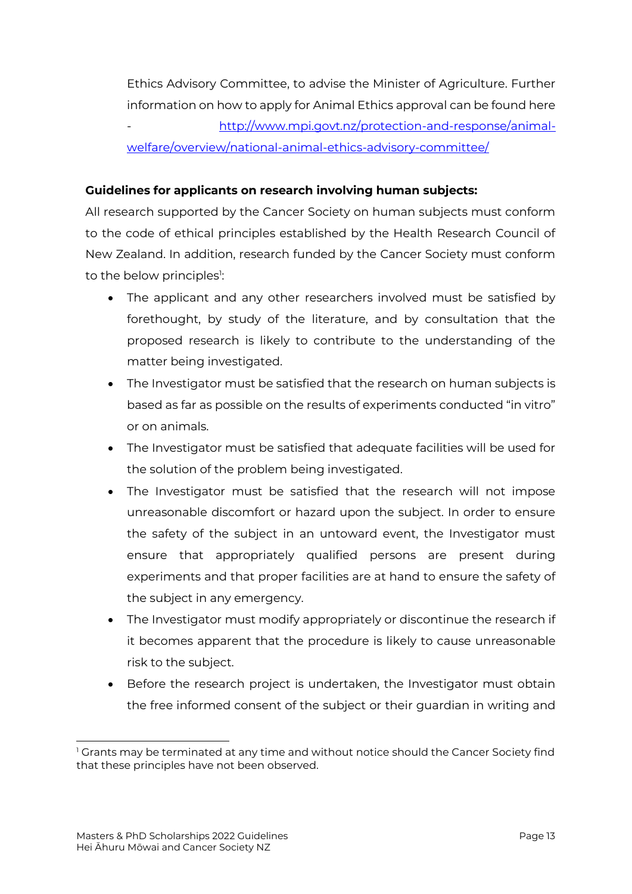Ethics Advisory Committee, to advise the Minister of Agriculture. Further information on how to apply for Animal Ethics approval can be found here - [http://www.mpi.govt.nz/protection-and-response/animal-welfare/overview/national-animal-ethics-advisory-committee/](http://www.mpi.govt.nz/protection-and-response/animal-welfare/overview/national-animal-ethics-advisory-committee/)

**Guidelines for applicants on research involving human subjects:**

All research supported by the Cancer Society on human subjects must conform to the code of ethical principles established by the Health Research Council of New Zealand. In addition, research funded by the Cancer Society must conform to the below principles[1]:

- The applicant and any other researchers involved must be satisfied by forethought, by study of the literature, and by consultation that the proposed research is likely to contribute to the understanding of the matter being investigated.
- The Investigator must be satisfied that the research on human subjects is based as far as possible on the results of experiments conducted "in vitro" or on animals.
- The Investigator must be satisfied that adequate facilities will be used for the solution of the problem being investigated.
- The Investigator must be satisfied that the research will not impose unreasonable discomfort or hazard upon the subject. In order to ensure the safety of the subject in an untoward event, the Investigator must ensure that appropriately qualified persons are present during experiments and that proper facilities are at hand to ensure the safety of the subject in any emergency.
- The Investigator must modify appropriately or discontinue the research if it becomes apparent that the procedure is likely to cause unreasonable risk to the subject.
- Before the research project is undertaken, the Investigator must obtain the free informed consent of the subject or their guardian in writing and

[1] Grants may be terminated at any time and without notice should the Cancer Society find that these principles have not been observed.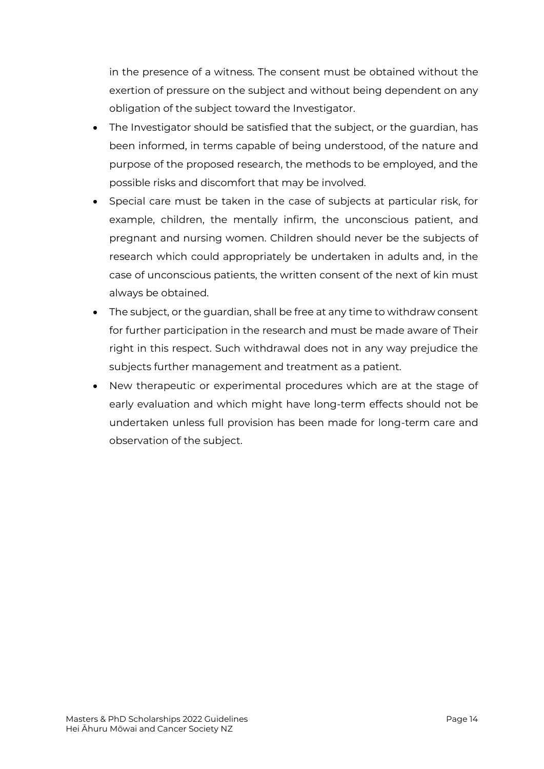in the presence of a witness. The consent must be obtained without the exertion of pressure on the subject and without being dependent on any obligation of the subject toward the Investigator.

- The Investigator should be satisfied that the subject, or the guardian, has been informed, in terms capable of being understood, of the nature and purpose of the proposed research, the methods to be employed, and the possible risks and discomfort that may be involved.
- Special care must be taken in the case of subjects at particular risk, for example, children, the mentally infirm, the unconscious patient, and pregnant and nursing women. Children should never be the subjects of research which could appropriately be undertaken in adults and, in the case of unconscious patients, the written consent of the next of kin must always be obtained.
- The subject, or the guardian, shall be free at any time to withdraw consent for further participation in the research and must be made aware of Their right in this respect. Such withdrawal does not in any way prejudice the subjects further management and treatment as a patient.
- New therapeutic or experimental procedures which are at the stage of early evaluation and which might have long-term effects should not be undertaken unless full provision has been made for long-term care and observation of the subject.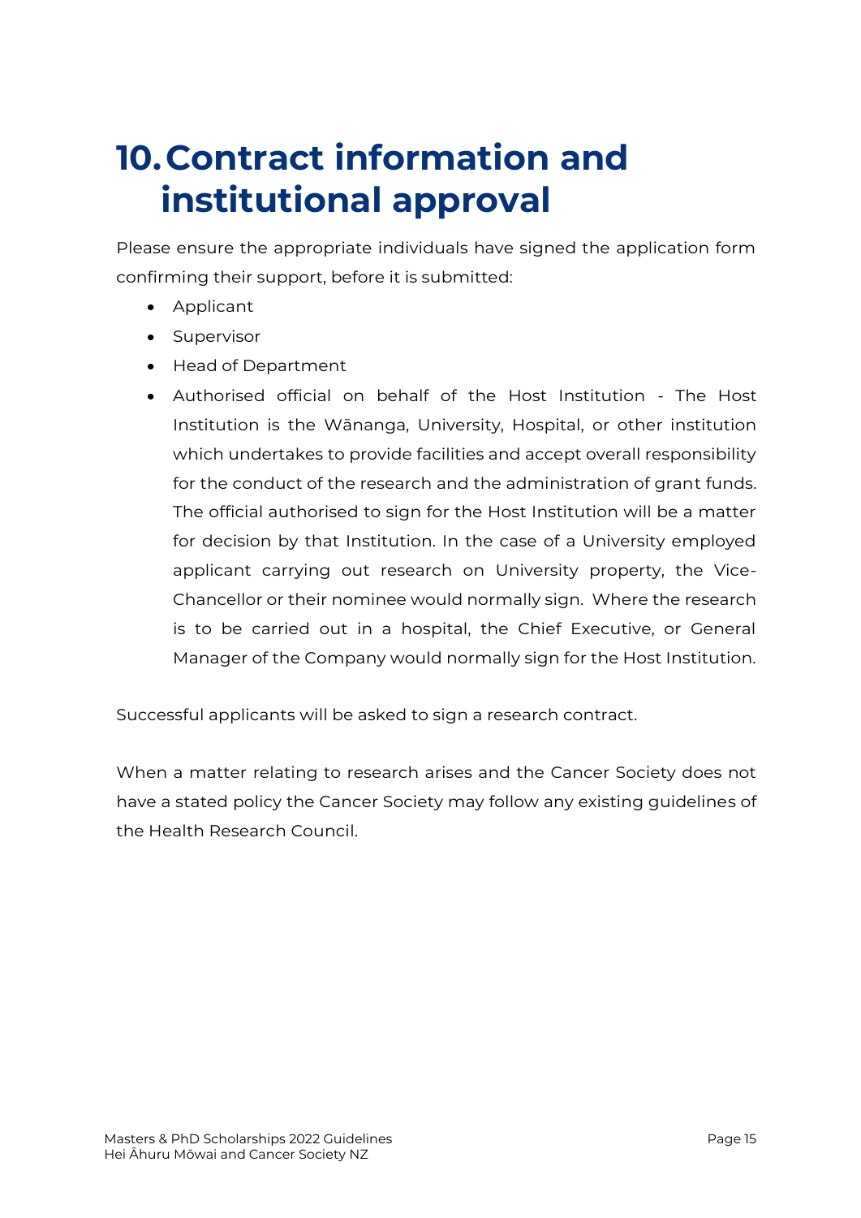# 10. Contract information and institutional approval

Please ensure the appropriate individuals have signed the application form confirming their support, before it is submitted:

- Applicant
- Supervisor
- Head of Department
- Authorised official on behalf of the Host Institution - The Host Institution is the Wānanga, University, Hospital, or other institution which undertakes to provide facilities and accept overall responsibility for the conduct of the research and the administration of grant funds. The official authorised to sign for the Host Institution will be a matter for decision by that Institution. In the case of a University employed applicant carrying out research on University property, the Vice-Chancellor or their nominee would normally sign. Where the research is to be carried out in a hospital, the Chief Executive, or General Manager of the Company would normally sign for the Host Institution.

Successful applicants will be asked to sign a research contract.

When a matter relating to research arises and the Cancer Society does not have a stated policy the Cancer Society may follow any existing guidelines of the Health Research Council.